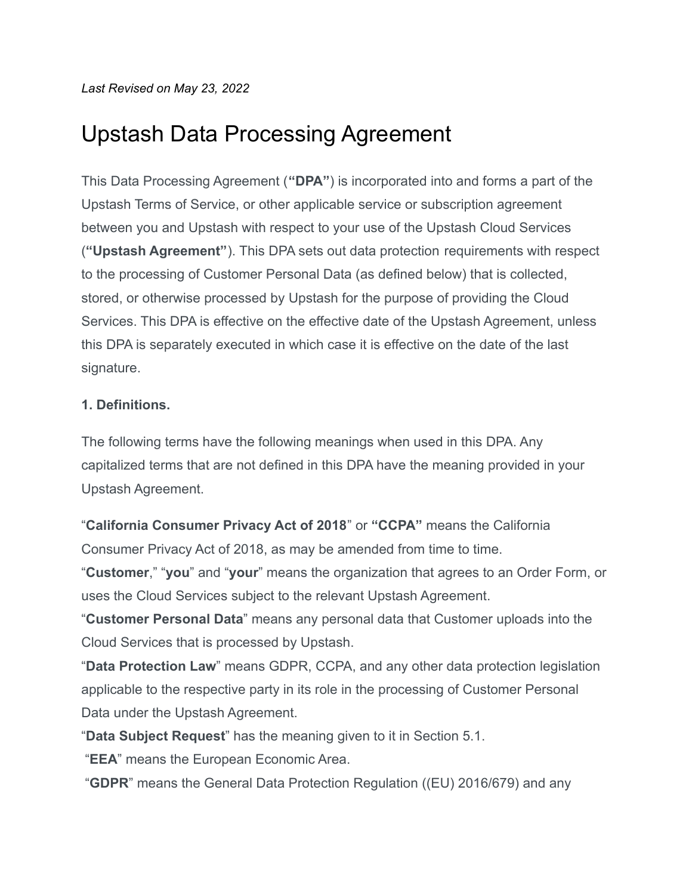*Last Revised on May 23, 2022*

# Upstash Data Processing Agreement

This Data Processing Agreement (**"DPA"**) is incorporated into and forms a part of the Upstash Terms of Service, or other applicable service or subscription agreement between you and Upstash with respect to your use of the Upstash Cloud Services (**"Upstash Agreement"**). This DPA sets out data protection requirements with respect to the processing of Customer Personal Data (as defined below) that is collected, stored, or otherwise processed by Upstash for the purpose of providing the Cloud Services. This DPA is effective on the effective date of the Upstash Agreement, unless this DPA is separately executed in which case it is effective on the date of the last signature.

**1. Definitions.**

The following terms have the following meanings when used in this DPA. Any capitalized terms that are not defined in this DPA have the meaning provided in your Upstash Agreement.

"**California Consumer Privacy Act of 2018**" or **"CCPA"** means the California Consumer Privacy Act of 2018, as may be amended from time to time.

"**Customer**," "**you**" and "**your**" means the organization that agrees to an Order Form, or uses the Cloud Services subject to the relevant Upstash Agreement.

"**Customer Personal Data**" means any personal data that Customer uploads into the Cloud Services that is processed by Upstash.

"**Data Protection Law**" means GDPR, CCPA, and any other data protection legislation applicable to the respective party in its role in the processing of Customer Personal Data under the Upstash Agreement.

"**Data Subject Request**" has the meaning given to it in Section 5.1.

"**EEA**" means the European Economic Area.

"**GDPR**" means the General Data Protection Regulation ((EU) 2016/679) and any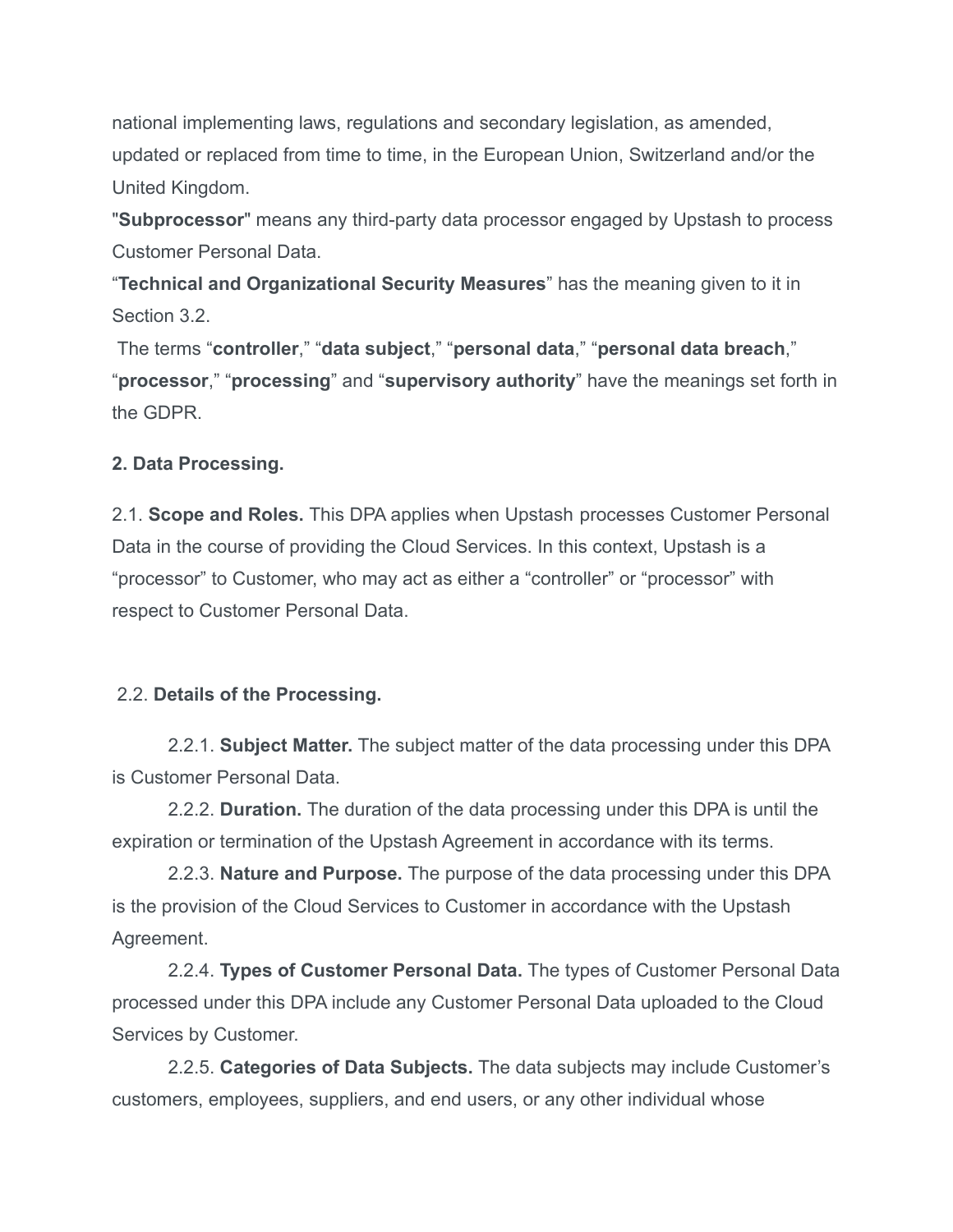national implementing laws, regulations and secondary legislation, as amended, updated or replaced from time to time, in the European Union, Switzerland and/or the United Kingdom.

"**Subprocessor**" means any third-party data processor engaged by Upstash to process Customer Personal Data.

"**Technical and Organizational Security Measures**" has the meaning given to it in Section 3.2.

The terms "**controller**," "**data subject**," "**personal data**," "**personal data breach**," "**processor**," "**processing**" and "**supervisory authority**" have the meanings set forth in the GDPR.

**2. Data Processing.**

2.1. **Scope and Roles.** This DPA applies when Upstash processes Customer Personal Data in the course of providing the Cloud Services. In this context, Upstash is a "processor" to Customer, who may act as either a "controller" or "processor" with respect to Customer Personal Data.

2.2. **Details of the Processing.**

2.2.1. **Subject Matter.** The subject matter of the data processing under this DPA is Customer Personal Data.

2.2.2. **Duration.** The duration of the data processing under this DPA is until the expiration or termination of the Upstash Agreement in accordance with its terms.

2.2.3. **Nature and Purpose.** The purpose of the data processing under this DPA is the provision of the Cloud Services to Customer in accordance with the Upstash Agreement.

2.2.4. **Types of Customer Personal Data.** The types of Customer Personal Data processed under this DPA include any Customer Personal Data uploaded to the Cloud Services by Customer.

2.2.5. **Categories of Data Subjects.** The data subjects may include Customer's customers, employees, suppliers, and end users, or any other individual whose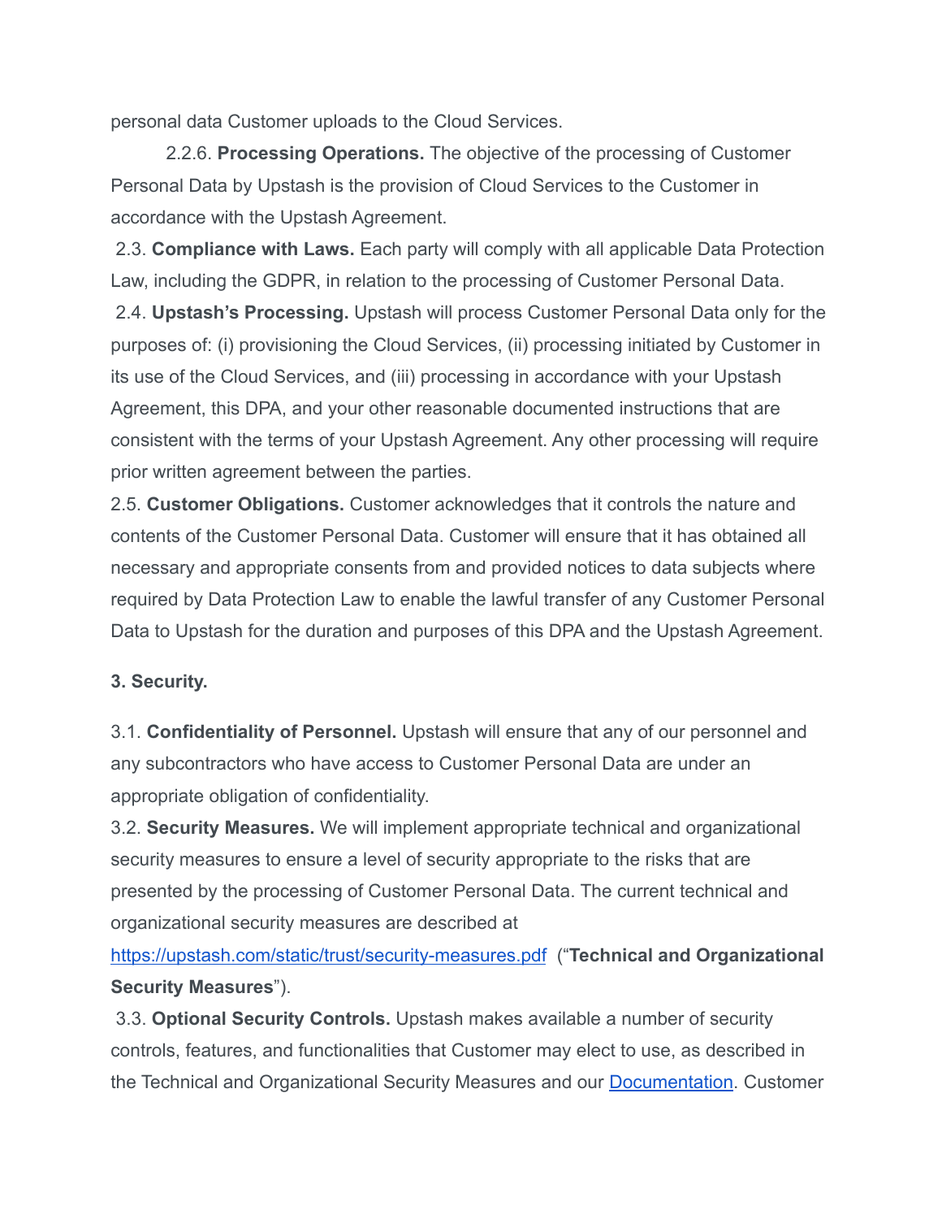personal data Customer uploads to the Cloud Services.

2.2.6. **Processing Operations.** The objective of the processing of Customer Personal Data by Upstash is the provision of Cloud Services to the Customer in accordance with the Upstash Agreement.

2.3. **Compliance with Laws.** Each party will comply with all applicable Data Protection Law, including the GDPR, in relation to the processing of Customer Personal Data.

2.4. **Upstash's Processing.** Upstash will process Customer Personal Data only for the purposes of: (i) provisioning the Cloud Services, (ii) processing initiated by Customer in its use of the Cloud Services, and (iii) processing in accordance with your Upstash Agreement, this DPA, and your other reasonable documented instructions that are consistent with the terms of your Upstash Agreement. Any other processing will require prior written agreement between the parties.

2.5. **Customer Obligations.** Customer acknowledges that it controls the nature and contents of the Customer Personal Data. Customer will ensure that it has obtained all necessary and appropriate consents from and provided notices to data subjects where required by Data Protection Law to enable the lawful transfer of any Customer Personal Data to Upstash for the duration and purposes of this DPA and the Upstash Agreement.

**3. Security.**

3.1. **Confidentiality of Personnel.** Upstash will ensure that any of our personnel and any subcontractors who have access to Customer Personal Data are under an appropriate obligation of confidentiality.

3.2. **Security Measures.** We will implement appropriate technical and organizational security measures to ensure a level of security appropriate to the risks that are presented by the processing of Customer Personal Data. The current technical and organizational security measures are described at [https://upstash.com/static/trust/security-measures.pdf](https://upstash.com/static/trust/security-measures.pdf) ("**Technical and Organizational Security Measures**").

3.3. **Optional Security Controls.** Upstash makes available a number of security controls, features, and functionalities that Customer may elect to use, as described in the Technical and Organizational Security Measures and our [Documentation](). Customer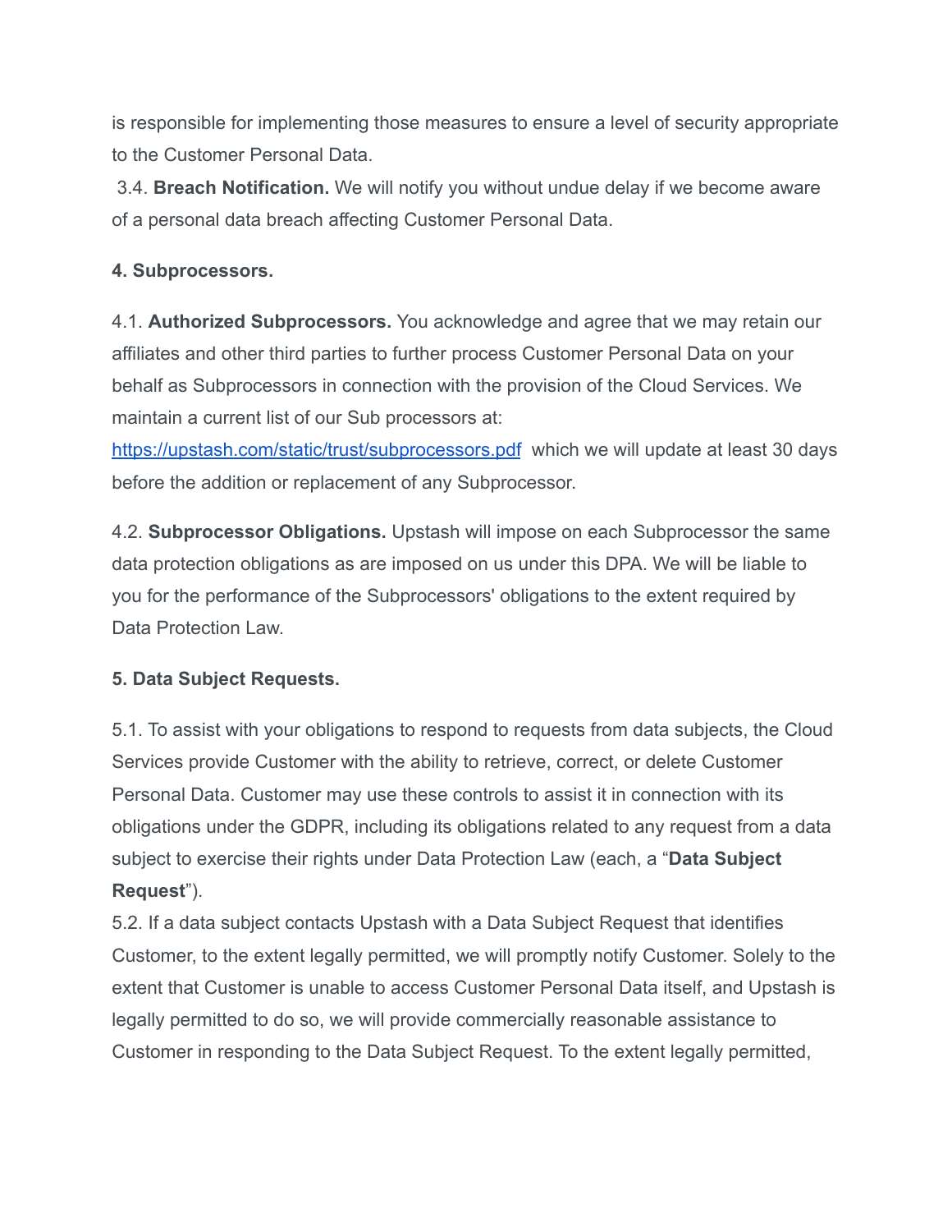is responsible for implementing those measures to ensure a level of security appropriate to the Customer Personal Data.

3.4. **Breach Notification.** We will notify you without undue delay if we become aware of a personal data breach affecting Customer Personal Data.

**4. Subprocessors.**

4.1. **Authorized Subprocessors.** You acknowledge and agree that we may retain our affiliates and other third parties to further process Customer Personal Data on your behalf as Subprocessors in connection with the provision of the Cloud Services. We maintain a current list of our Sub processors at: [https://upstash.com/static/trust/subprocessors.pdf](https://upstash.com/static/trust/subprocessors.pdf) which we will update at least 30 days before the addition or replacement of any Subprocessor.

4.2. **Subprocessor Obligations.** Upstash will impose on each Subprocessor the same data protection obligations as are imposed on us under this DPA. We will be liable to you for the performance of the Subprocessors' obligations to the extent required by Data Protection Law.

**5. Data Subject Requests.**

5.1. To assist with your obligations to respond to requests from data subjects, the Cloud Services provide Customer with the ability to retrieve, correct, or delete Customer Personal Data. Customer may use these controls to assist it in connection with its obligations under the GDPR, including its obligations related to any request from a data subject to exercise their rights under Data Protection Law (each, a "**Data Subject Request**").

5.2. If a data subject contacts Upstash with a Data Subject Request that identifies Customer, to the extent legally permitted, we will promptly notify Customer. Solely to the extent that Customer is unable to access Customer Personal Data itself, and Upstash is legally permitted to do so, we will provide commercially reasonable assistance to Customer in responding to the Data Subject Request. To the extent legally permitted,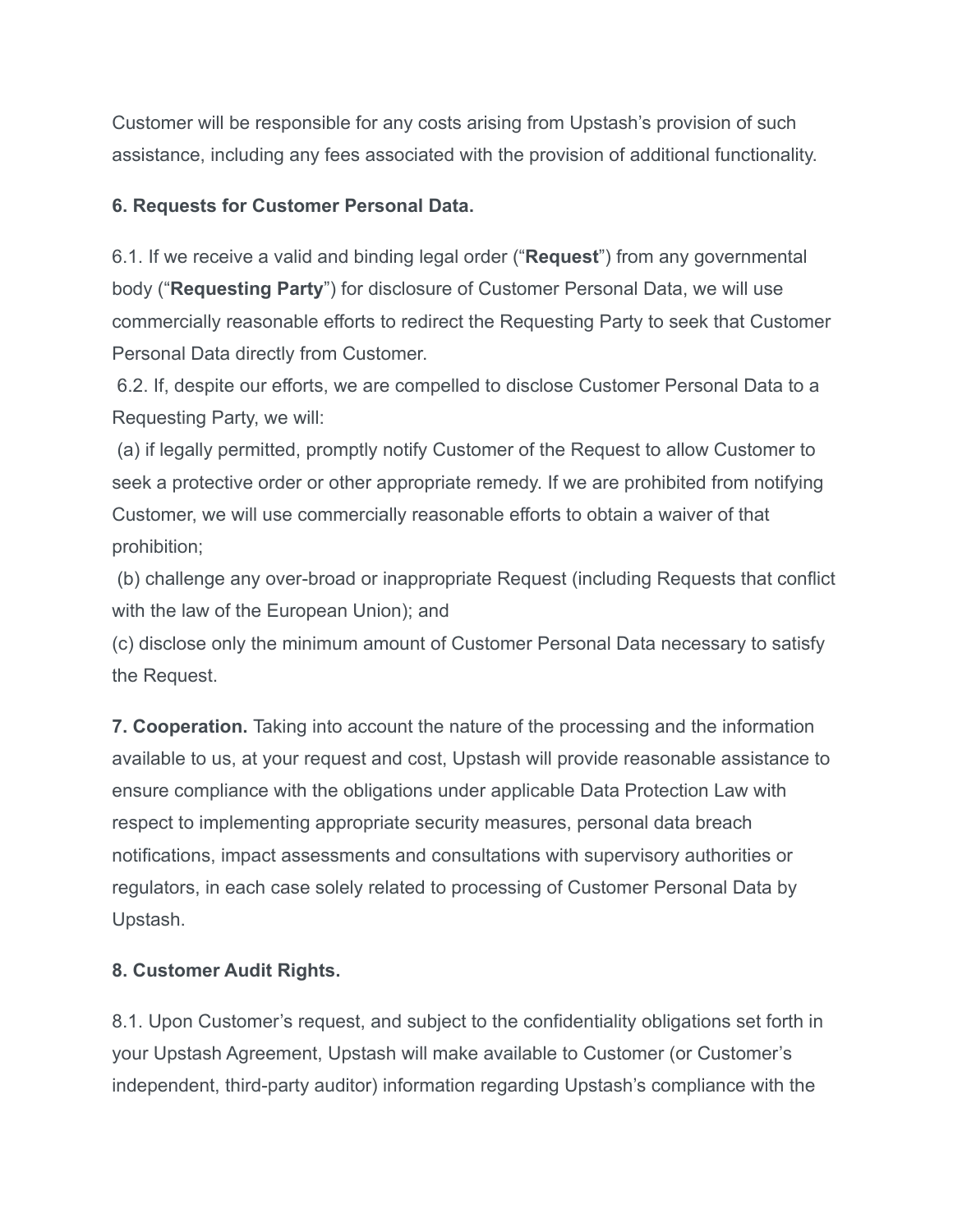Customer will be responsible for any costs arising from Upstash's provision of such assistance, including any fees associated with the provision of additional functionality.

**6. Requests for Customer Personal Data.**

6.1. If we receive a valid and binding legal order ("**Request**") from any governmental body ("**Requesting Party**") for disclosure of Customer Personal Data, we will use commercially reasonable efforts to redirect the Requesting Party to seek that Customer Personal Data directly from Customer.

6.2. If, despite our efforts, we are compelled to disclose Customer Personal Data to a Requesting Party, we will:

(a) if legally permitted, promptly notify Customer of the Request to allow Customer to seek a protective order or other appropriate remedy. If we are prohibited from notifying Customer, we will use commercially reasonable efforts to obtain a waiver of that prohibition;

(b) challenge any over-broad or inappropriate Request (including Requests that conflict with the law of the European Union); and

(c) disclose only the minimum amount of Customer Personal Data necessary to satisfy the Request.

**7. Cooperation.** Taking into account the nature of the processing and the information available to us, at your request and cost, Upstash will provide reasonable assistance to ensure compliance with the obligations under applicable Data Protection Law with respect to implementing appropriate security measures, personal data breach notifications, impact assessments and consultations with supervisory authorities or regulators, in each case solely related to processing of Customer Personal Data by Upstash.

**8. Customer Audit Rights.**

8.1. Upon Customer's request, and subject to the confidentiality obligations set forth in your Upstash Agreement, Upstash will make available to Customer (or Customer's independent, third-party auditor) information regarding Upstash's compliance with the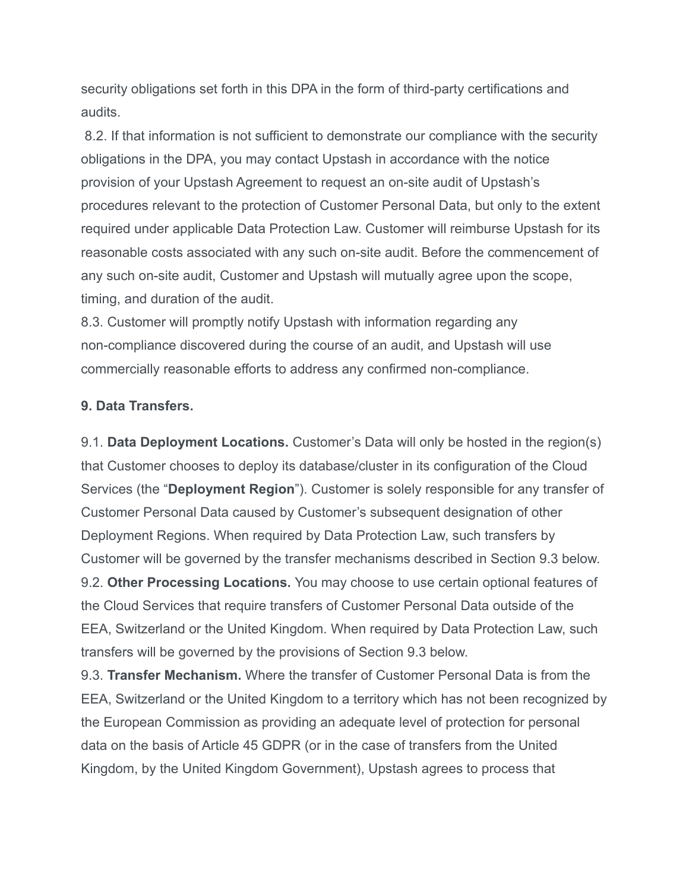security obligations set forth in this DPA in the form of third-party certifications and audits.

8.2. If that information is not sufficient to demonstrate our compliance with the security obligations in the DPA, you may contact Upstash in accordance with the notice provision of your Upstash Agreement to request an on-site audit of Upstash's procedures relevant to the protection of Customer Personal Data, but only to the extent required under applicable Data Protection Law. Customer will reimburse Upstash for its reasonable costs associated with any such on-site audit. Before the commencement of any such on-site audit, Customer and Upstash will mutually agree upon the scope, timing, and duration of the audit.

8.3. Customer will promptly notify Upstash with information regarding any non-compliance discovered during the course of an audit, and Upstash will use commercially reasonable efforts to address any confirmed non-compliance.

**9. Data Transfers.**

9.1. **Data Deployment Locations.** Customer's Data will only be hosted in the region(s) that Customer chooses to deploy its database/cluster in its configuration of the Cloud Services (the "**Deployment Region**"). Customer is solely responsible for any transfer of Customer Personal Data caused by Customer's subsequent designation of other Deployment Regions. When required by Data Protection Law, such transfers by Customer will be governed by the transfer mechanisms described in Section 9.3 below.

9.2. **Other Processing Locations.** You may choose to use certain optional features of the Cloud Services that require transfers of Customer Personal Data outside of the EEA, Switzerland or the United Kingdom. When required by Data Protection Law, such transfers will be governed by the provisions of Section 9.3 below.

9.3. **Transfer Mechanism.** Where the transfer of Customer Personal Data is from the EEA, Switzerland or the United Kingdom to a territory which has not been recognized by the European Commission as providing an adequate level of protection for personal data on the basis of Article 45 GDPR (or in the case of transfers from the United Kingdom, by the United Kingdom Government), Upstash agrees to process that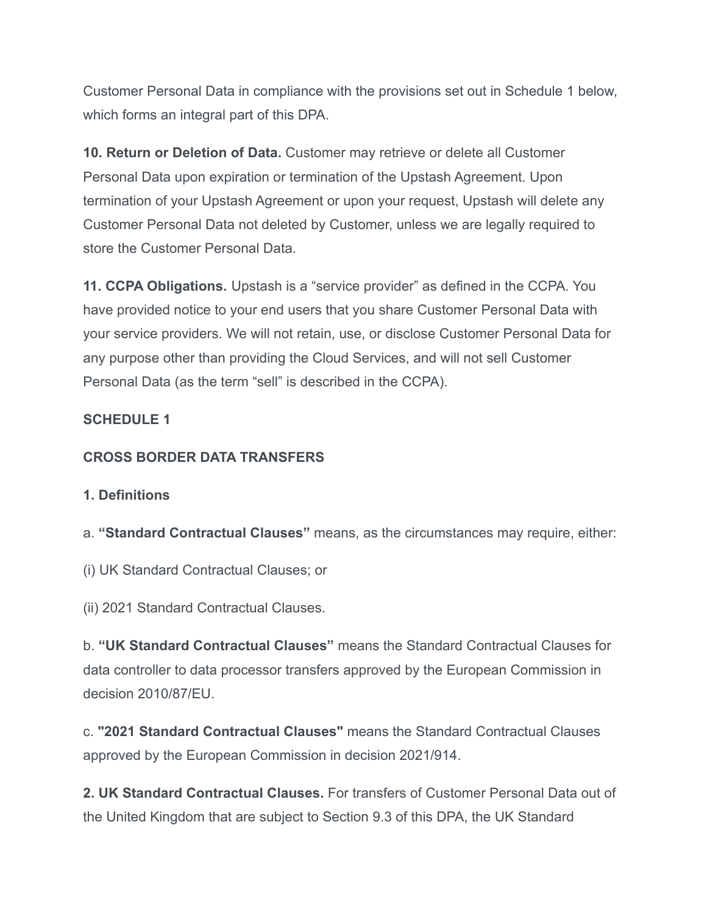Customer Personal Data in compliance with the provisions set out in Schedule 1 below, which forms an integral part of this DPA.

**10. Return or Deletion of Data.** Customer may retrieve or delete all Customer Personal Data upon expiration or termination of the Upstash Agreement. Upon termination of your Upstash Agreement or upon your request, Upstash will delete any Customer Personal Data not deleted by Customer, unless we are legally required to store the Customer Personal Data.

**11. CCPA Obligations.** Upstash is a “service provider” as defined in the CCPA. You have provided notice to your end users that you share Customer Personal Data with your service providers. We will not retain, use, or disclose Customer Personal Data for any purpose other than providing the Cloud Services, and will not sell Customer Personal Data (as the term “sell” is described in the CCPA).

**SCHEDULE 1**

**CROSS BORDER DATA TRANSFERS**

**1. Definitions**

a. **“Standard Contractual Clauses”** means, as the circumstances may require, either:

(i) UK Standard Contractual Clauses; or

(ii) 2021 Standard Contractual Clauses.

b. **“UK Standard Contractual Clauses”** means the Standard Contractual Clauses for data controller to data processor transfers approved by the European Commission in decision 2010/87/EU.

c. **"2021 Standard Contractual Clauses"** means the Standard Contractual Clauses approved by the European Commission in decision 2021/914.

**2. UK Standard Contractual Clauses.** For transfers of Customer Personal Data out of the United Kingdom that are subject to Section 9.3 of this DPA, the UK Standard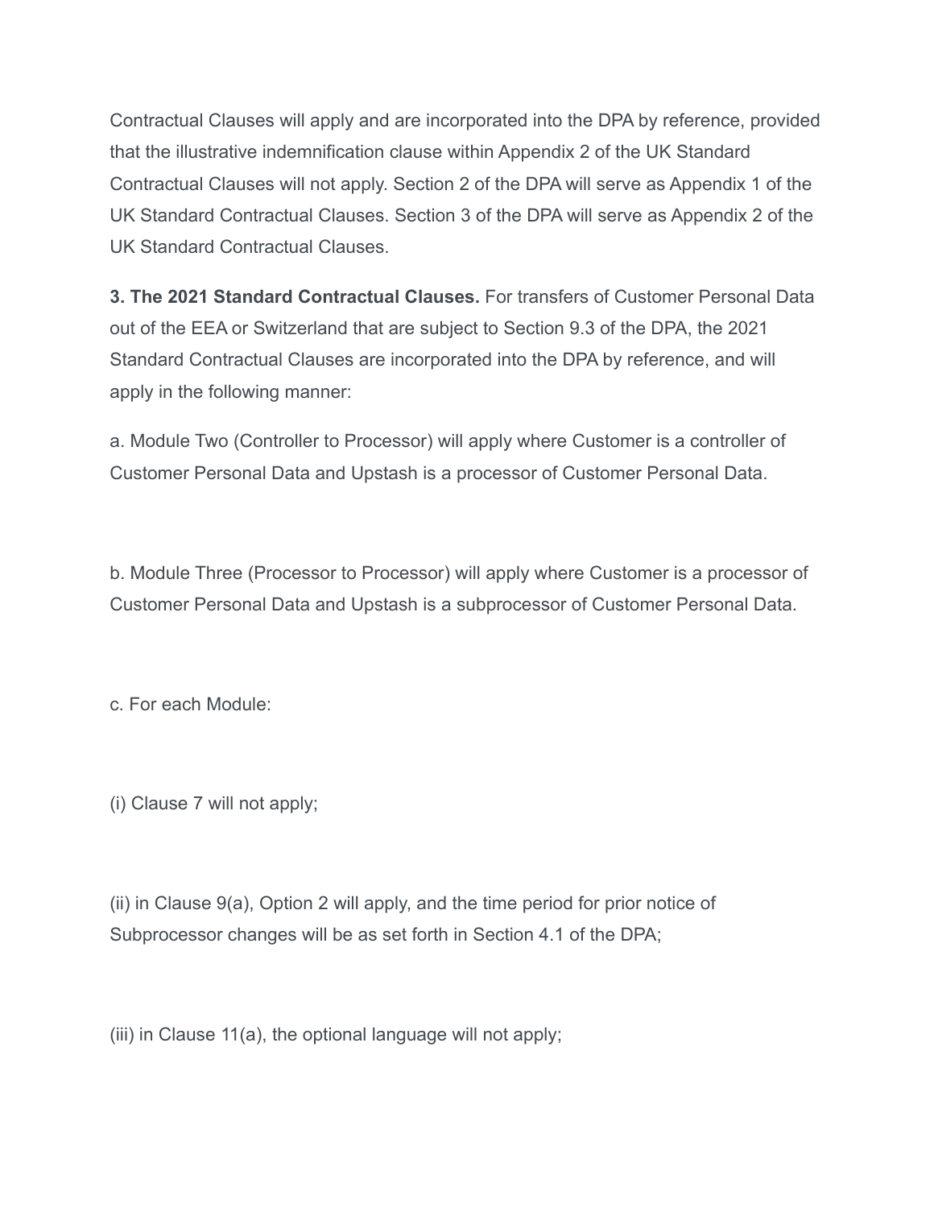Contractual Clauses will apply and are incorporated into the DPA by reference, provided that the illustrative indemnification clause within Appendix 2 of the UK Standard Contractual Clauses will not apply. Section 2 of the DPA will serve as Appendix 1 of the UK Standard Contractual Clauses. Section 3 of the DPA will serve as Appendix 2 of the UK Standard Contractual Clauses.

**3. The 2021 Standard Contractual Clauses.** For transfers of Customer Personal Data out of the EEA or Switzerland that are subject to Section 9.3 of the DPA, the 2021 Standard Contractual Clauses are incorporated into the DPA by reference, and will apply in the following manner:

a. Module Two (Controller to Processor) will apply where Customer is a controller of Customer Personal Data and Upstash is a processor of Customer Personal Data.

b. Module Three (Processor to Processor) will apply where Customer is a processor of Customer Personal Data and Upstash is a subprocessor of Customer Personal Data.

c. For each Module:

(i) Clause 7 will not apply;

(ii) in Clause 9(a), Option 2 will apply, and the time period for prior notice of Subprocessor changes will be as set forth in Section 4.1 of the DPA;

(iii) in Clause 11(a), the optional language will not apply;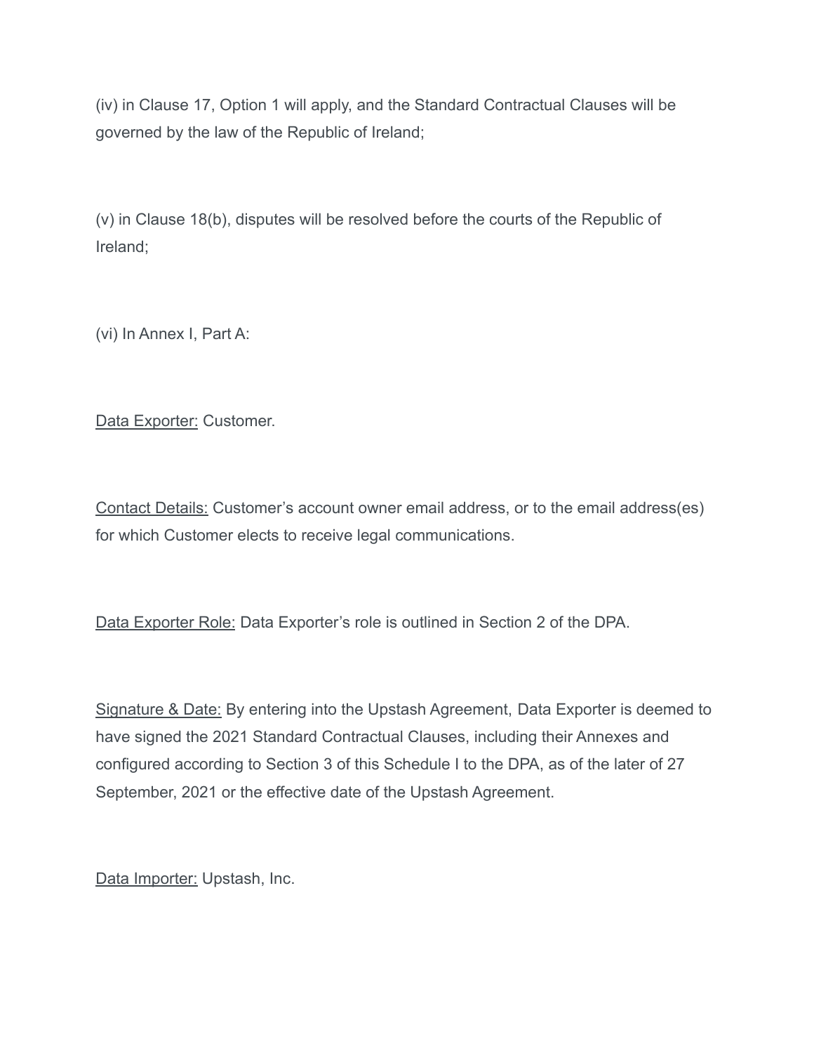(iv) in Clause 17, Option 1 will apply, and the Standard Contractual Clauses will be governed by the law of the Republic of Ireland;

(v) in Clause 18(b), disputes will be resolved before the courts of the Republic of Ireland;

(vi) In Annex I, Part A:

<u>Data Exporter:</u> Customer.

<u>Contact Details:</u> Customer's account owner email address, or to the email address(es) for which Customer elects to receive legal communications.

<u>Data Exporter Role:</u> Data Exporter's role is outlined in Section 2 of the DPA.

<u>Signature & Date:</u> By entering into the Upstash Agreement, Data Exporter is deemed to have signed the 2021 Standard Contractual Clauses, including their Annexes and configured according to Section 3 of this Schedule I to the DPA, as of the later of 27 September, 2021 or the effective date of the Upstash Agreement.

<u>Data Importer:</u> Upstash, Inc.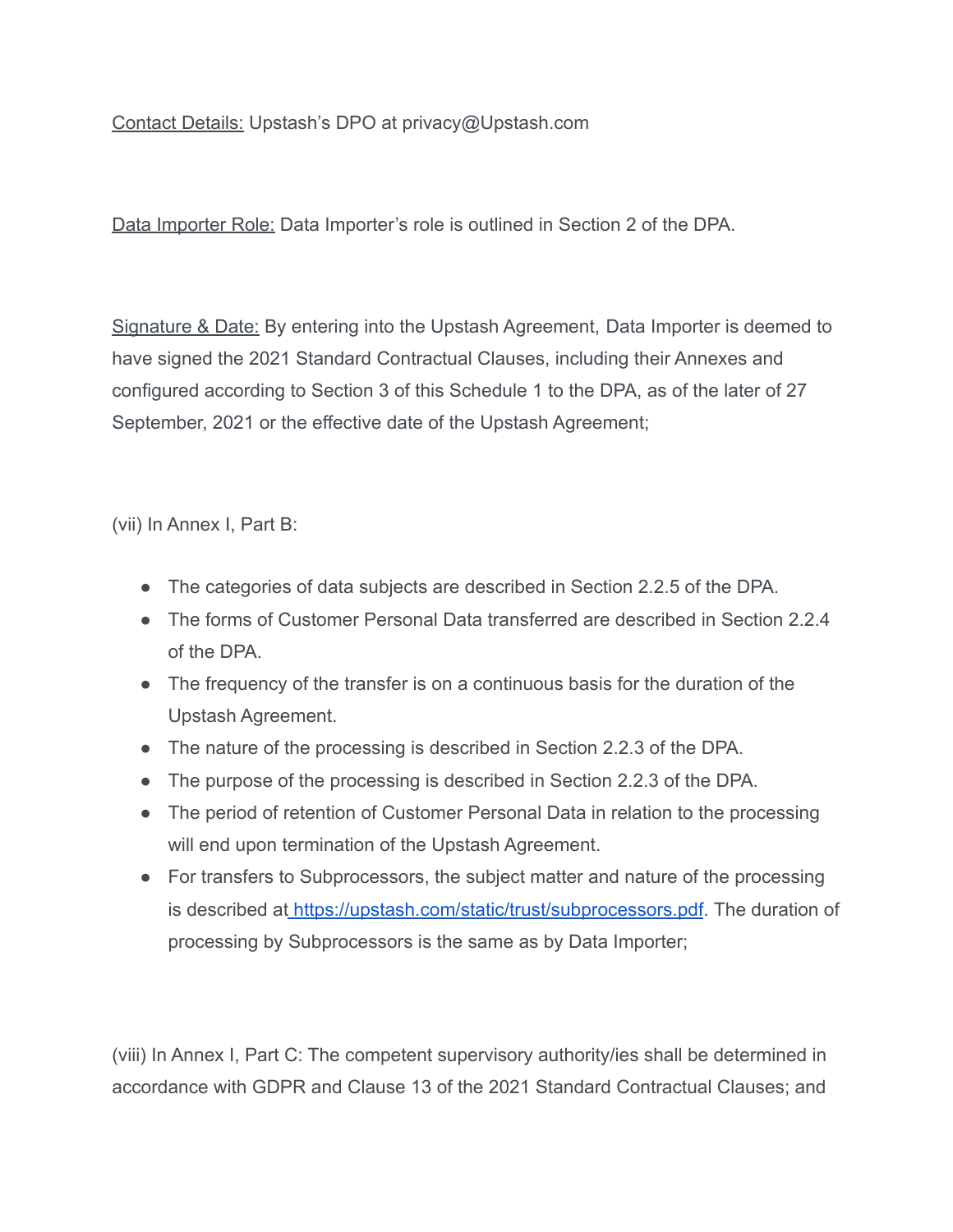Contact Details: Upstash's DPO at privacy@Upstash.com

Data Importer Role: Data Importer's role is outlined in Section 2 of the DPA.

Signature & Date: By entering into the Upstash Agreement, Data Importer is deemed to have signed the 2021 Standard Contractual Clauses, including their Annexes and configured according to Section 3 of this Schedule 1 to the DPA, as of the later of 27 September, 2021 or the effective date of the Upstash Agreement;

(vii) In Annex I, Part B:

- The categories of data subjects are described in Section 2.2.5 of the DPA.
- The forms of Customer Personal Data transferred are described in Section 2.2.4 of the DPA.
- The frequency of the transfer is on a continuous basis for the duration of the Upstash Agreement.
- The nature of the processing is described in Section 2.2.3 of the DPA.
- The purpose of the processing is described in Section 2.2.3 of the DPA.
- The period of retention of Customer Personal Data in relation to the processing will end upon termination of the Upstash Agreement.
- For transfers to Subprocessors, the subject matter and nature of the processing is described at [https://upstash.com/static/trust/subprocessors.pdf](https://upstash.com/static/trust/subprocessors.pdf). The duration of processing by Subprocessors is the same as by Data Importer;

(viii) In Annex I, Part C: The competent supervisory authority/ies shall be determined in accordance with GDPR and Clause 13 of the 2021 Standard Contractual Clauses; and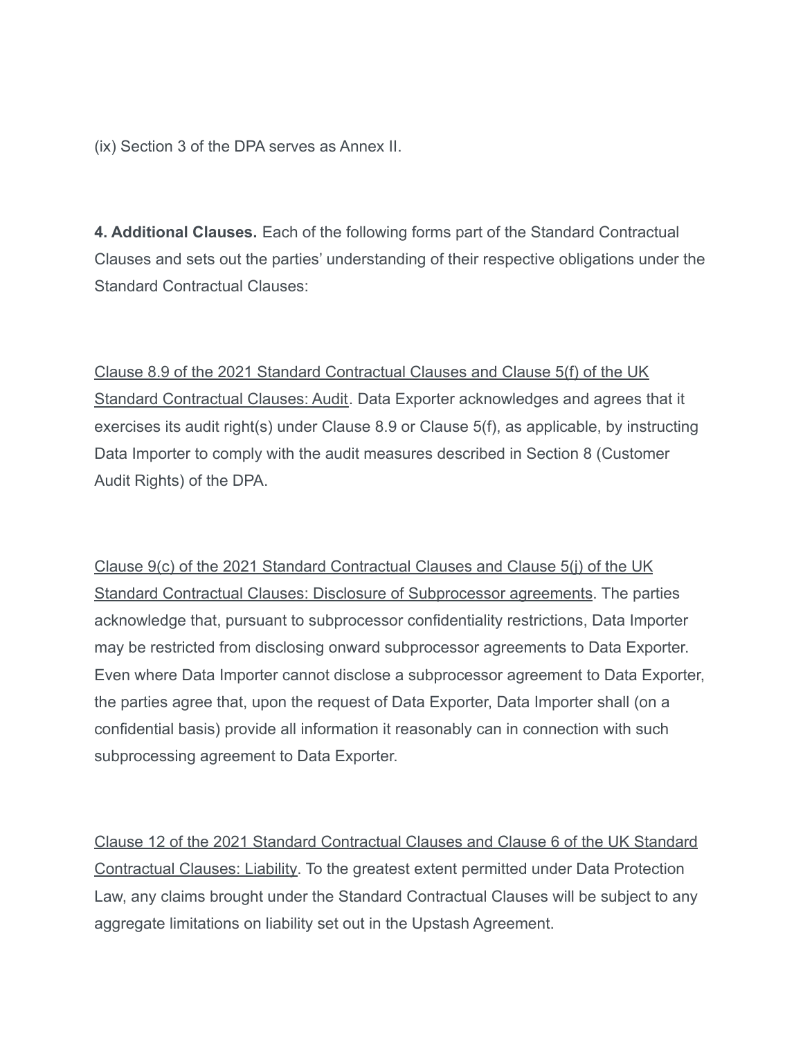(ix) Section 3 of the DPA serves as Annex II.

**4. Additional Clauses.** Each of the following forms part of the Standard Contractual Clauses and sets out the parties' understanding of their respective obligations under the Standard Contractual Clauses:

Clause 8.9 of the 2021 Standard Contractual Clauses and Clause 5(f) of the UK Standard Contractual Clauses: Audit. Data Exporter acknowledges and agrees that it exercises its audit right(s) under Clause 8.9 or Clause 5(f), as applicable, by instructing Data Importer to comply with the audit measures described in Section 8 (Customer Audit Rights) of the DPA.

Clause 9(c) of the 2021 Standard Contractual Clauses and Clause 5(j) of the UK Standard Contractual Clauses: Disclosure of Subprocessor agreements. The parties acknowledge that, pursuant to subprocessor confidentiality restrictions, Data Importer may be restricted from disclosing onward subprocessor agreements to Data Exporter. Even where Data Importer cannot disclose a subprocessor agreement to Data Exporter, the parties agree that, upon the request of Data Exporter, Data Importer shall (on a confidential basis) provide all information it reasonably can in connection with such subprocessing agreement to Data Exporter.

Clause 12 of the 2021 Standard Contractual Clauses and Clause 6 of the UK Standard Contractual Clauses: Liability. To the greatest extent permitted under Data Protection Law, any claims brought under the Standard Contractual Clauses will be subject to any aggregate limitations on liability set out in the Upstash Agreement.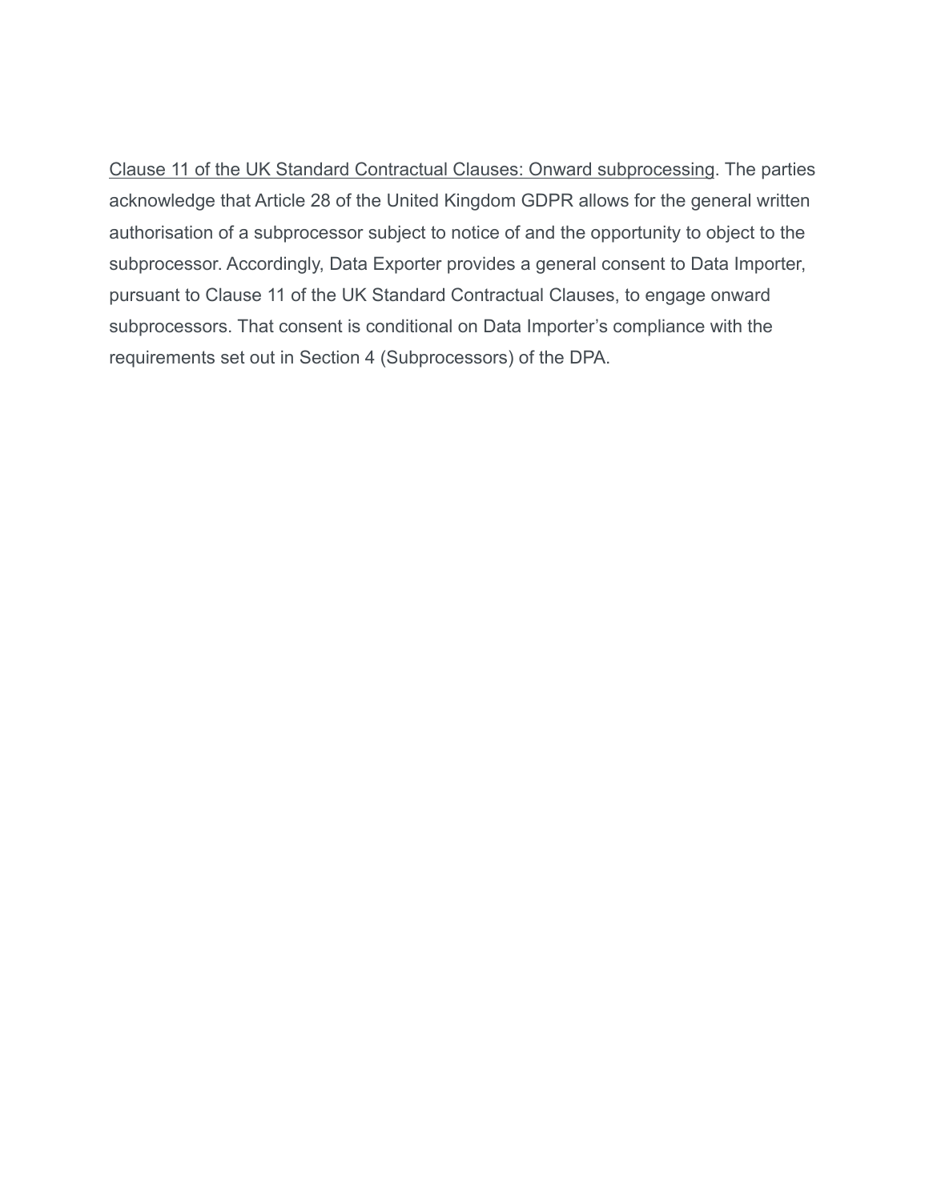<u>Clause 11 of the UK Standard Contractual Clauses: Onward subprocessing</u>. The parties acknowledge that Article 28 of the United Kingdom GDPR allows for the general written authorisation of a subprocessor subject to notice of and the opportunity to object to the subprocessor. Accordingly, Data Exporter provides a general consent to Data Importer, pursuant to Clause 11 of the UK Standard Contractual Clauses, to engage onward subprocessors. That consent is conditional on Data Importer's compliance with the requirements set out in Section 4 (Subprocessors) of the DPA.